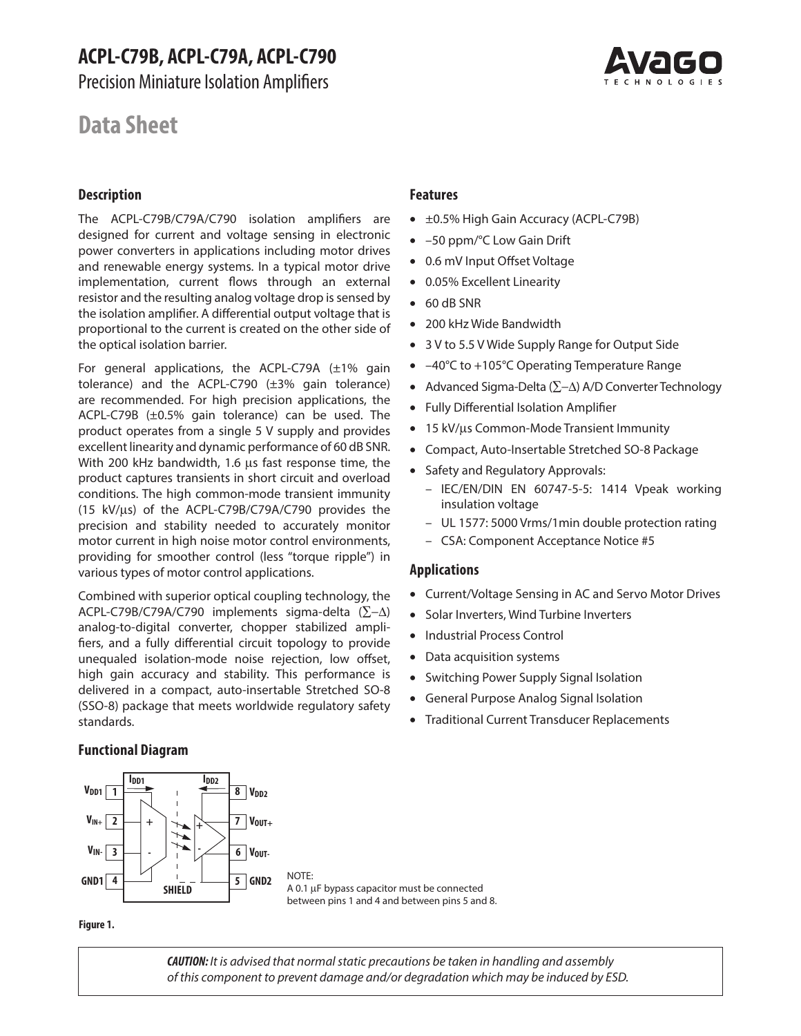# ACPL-C79B, ACPL-C79A, ACPL-C790

Precision Miniature Isolation Amplifiers

## Data Sheet

### Description

The ACPL-C79B/C79A/C790 isolation amplifiers are designed for current and voltage sensing in electronic power converters in applications including motor drives and renewable energy systems. In a typical motor drive implementation, current flows through an external resistor and the resulting analog voltage drop is sensed by the isolation amplifier. A differential output voltage that is proportional to the current is created on the other side of the optical isolation barrier.

For general applications, the ACPL-C79A (±1% gain tolerance) and the ACPL-C790 (±3% gain tolerance) are recommended. For high precision applications, the ACPL-C79B (±0.5% gain tolerance) can be used. The product operates from a single 5 V supply and provides excellent linearity and dynamic performance of 60 dB SNR. With 200 kHz bandwidth, 1.6 µs fast response time, the product captures transients in short circuit and overload conditions. The high common-mode transient immunity (15 kV/µs) of the ACPL-C79B/C79A/C790 provides the precision and stability needed to accurately monitor motor current in high noise motor control environments, providing for smoother control (less "torque ripple") in various types of motor control applications.

Combined with superior optical coupling technology, the ACPL-C79B/C79A/C790 implements sigma-delta (∑–∆) analog-to-digital converter, chopper stabilized amplifiers, and a fully differential circuit topology to provide unequaled isolation-mode noise rejection, low offset, high gain accuracy and stability. This performance is delivered in a compact, auto-insertable Stretched SO-8 (SSO-8) package that meets worldwide regulatory safety standards.

### Features

- ±0.5% High Gain Accuracy (ACPL-C79B)
- –50 ppm/°C Low Gain Drift
- 0.6 mV Input Offset Voltage
- 0.05% Excellent Linearity
- 60 dB SNR
- 200 kHz Wide Bandwidth
- 3 V to 5.5 V Wide Supply Range for Output Side
- –40°C to +105°C Operating Temperature Range
- Advanced Sigma-Delta (∑–∆) A/D Converter Technology
- Fully Differential Isolation Amplifier
- 15 kV/µs Common-Mode Transient Immunity
- Compact, Auto-Insertable Stretched SO-8 Package
- Safety and Regulatory Approvals:
  - IEC/EN/DIN EN 60747-5-5: 1414 Vpeak working insulation voltage
  - UL 1577: 5000 Vrms/1min double protection rating
  - CSA: Component Acceptance Notice #5

### Applications

- Current/Voltage Sensing in AC and Servo Motor Drives
- Solar Inverters, Wind Turbine Inverters
- Industrial Process Control
- Data acquisition systems
- Switching Power Supply Signal Isolation
- General Purpose Analog Signal Isolation
- Traditional Current Transducer Replacements

### Functional Diagram

| Pin | Name | | Pin | Name |
|---|---|---|---|---|
| 1 | $V_{DD1}$ | | 8 | $V_{DD2}$ |
| 2 | $V_{IN+}$ | | 7 | $V_{OUT+}$ |
| 3 | $V_{IN-}$ | | 6 | $V_{OUT-}$ |
| 4 | GND1 | | 5 | GND2 |

$I_{DD1}$, $I_{DD2}$, SHIELD

NOTE:
A 0.1 µF bypass capacitor must be connected between pins 1 and 4 and between pins 5 and 8.

**Figure 1.**

***CAUTION:*** *It is advised that normal static precautions be taken in handling and assembly of this component to prevent damage and/or degradation which may be induced by ESD.*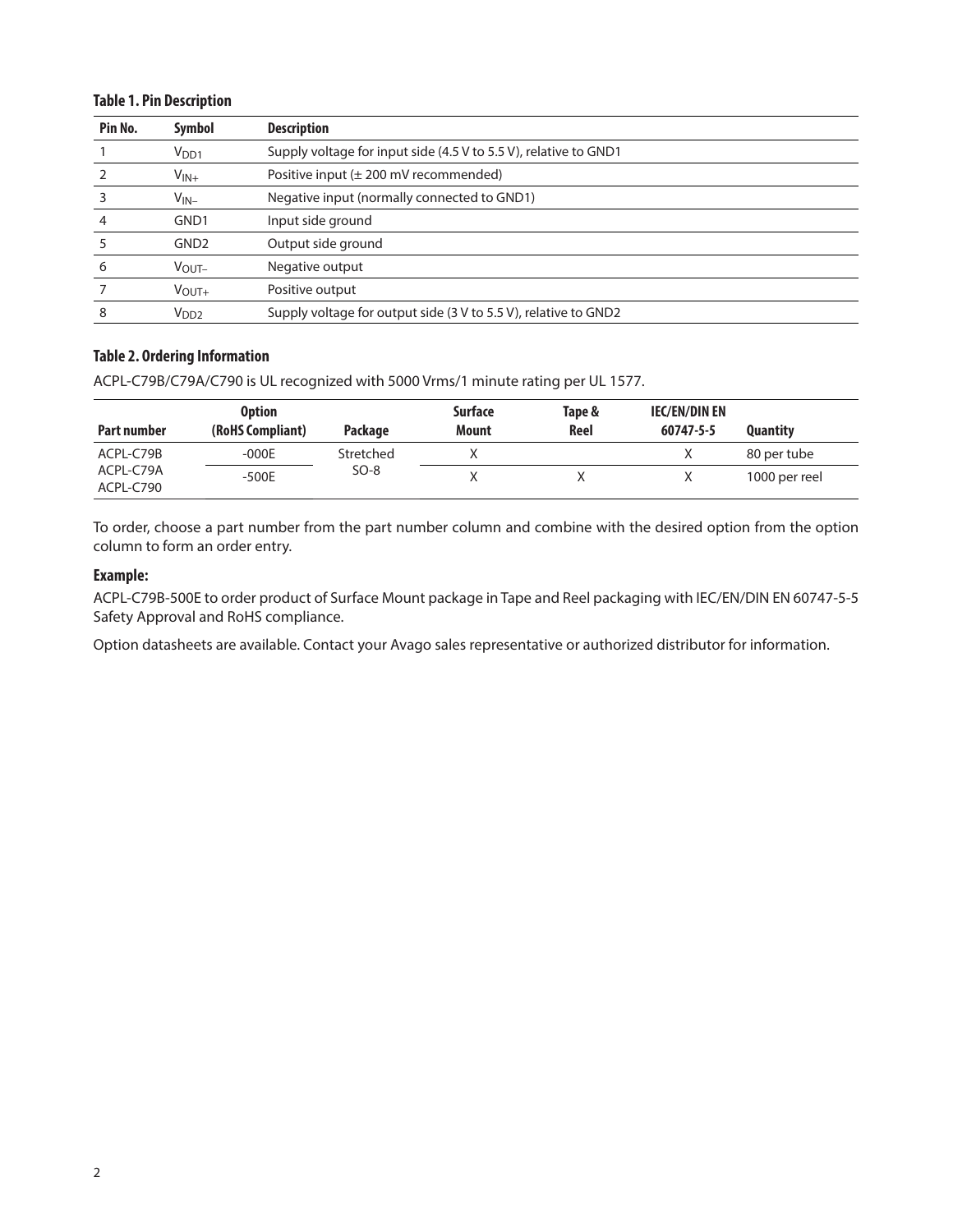**Table 1. Pin Description**

| Pin No. | Symbol | Description |
|---|---|---|
| 1 | $V_{DD1}$ | Supply voltage for input side (4.5 V to 5.5 V), relative to GND1 |
| 2 | $V_{IN+}$ | Positive input (± 200 mV recommended) |
| 3 | $V_{IN-}$ | Negative input (normally connected to GND1) |
| 4 | GND1 | Input side ground |
| 5 | GND2 | Output side ground |
| 6 | $V_{OUT-}$ | Negative output |
| 7 | $V_{OUT+}$ | Positive output |
| 8 | $V_{DD2}$ | Supply voltage for output side (3 V to 5.5 V), relative to GND2 |

**Table 2. Ordering Information**

ACPL-C79B/C79A/C790 is UL recognized with 5000 Vrms/1 minute rating per UL 1577.

| Part number | Option (RoHS Compliant) | Package | Surface Mount | Tape & Reel | IEC/EN/DIN EN 60747-5-5 | Quantity |
|---|---|---|---|---|---|---|
| ACPL-C79B<br>ACPL-C79A<br>ACPL-C790 | -000E | Stretched SO-8 | X | | X | 80 per tube |
| | -500E | | X | X | X | 1000 per reel |

To order, choose a part number from the part number column and combine with the desired option from the option column to form an order entry.

**Example:**

ACPL-C79B-500E to order product of Surface Mount package in Tape and Reel packaging with IEC/EN/DIN EN 60747-5-5 Safety Approval and RoHS compliance.

Option datasheets are available. Contact your Avago sales representative or authorized distributor for information.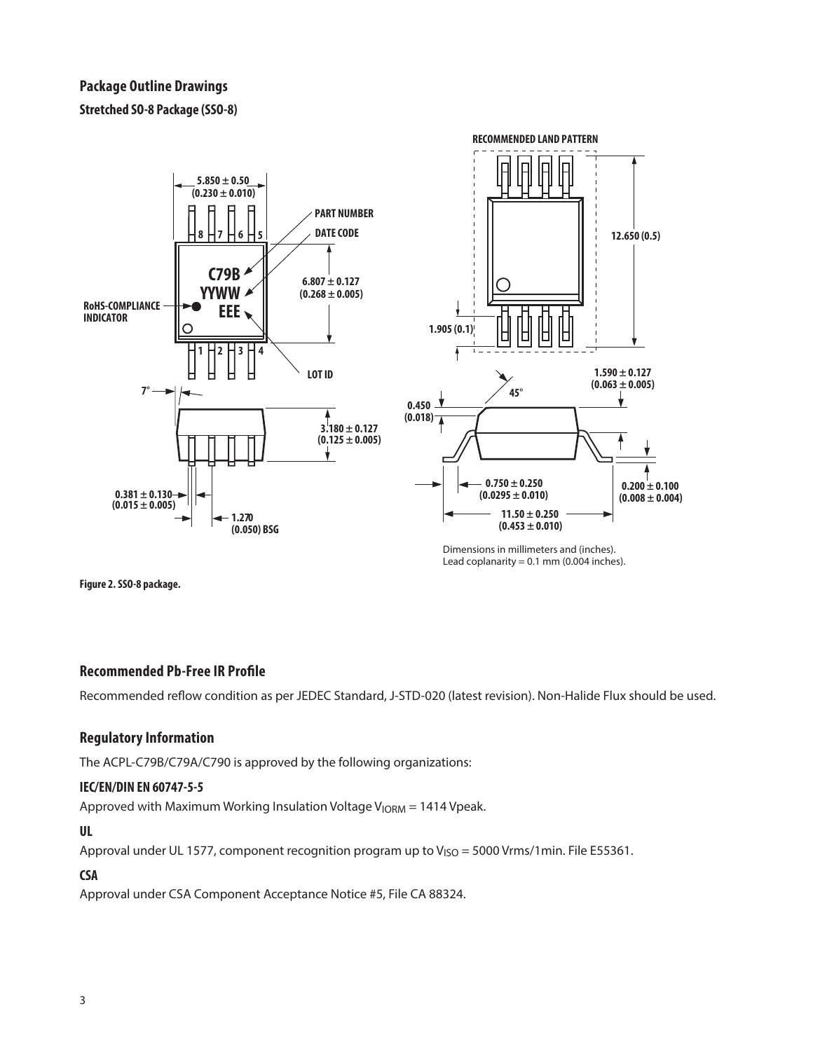## Package Outline Drawings

### Stretched SO-8 Package (SSO-8)

Dimensions in millimeters and (inches).
Lead coplanarity = 0.1 mm (0.004 inches).

**Figure 2. SSO-8 package.**

## Recommended Pb-Free IR Profile

Recommended reflow condition as per JEDEC Standard, J-STD-020 (latest revision). Non-Halide Flux should be used.

## Regulatory Information

The ACPL-C79B/C79A/C790 is approved by the following organizations:

### IEC/EN/DIN EN 60747-5-5

Approved with Maximum Working Insulation Voltage $V_{IORM}$ = 1414 Vpeak.

### UL

Approval under UL 1577, component recognition program up to $V_{ISO}$ = 5000 Vrms/1min. File E55361.

### CSA

Approval under CSA Component Acceptance Notice #5, File CA 88324.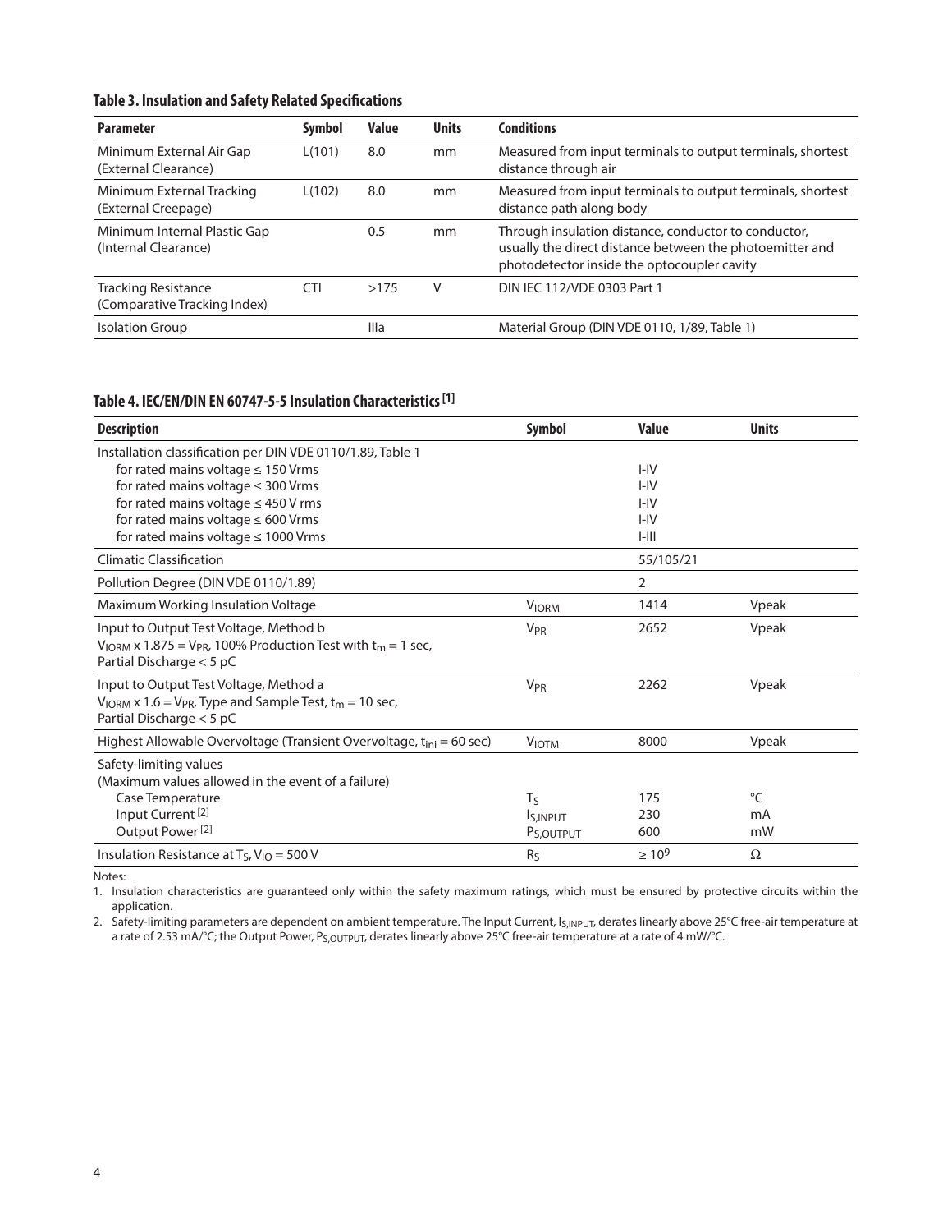**Table 3. Insulation and Safety Related Specifications**

| Parameter | Symbol | Value | Units | Conditions |
|---|---|---|---|---|
| Minimum External Air Gap (External Clearance) | L(101) | 8.0 | mm | Measured from input terminals to output terminals, shortest distance through air |
| Minimum External Tracking (External Creepage) | L(102) | 8.0 | mm | Measured from input terminals to output terminals, shortest distance path along body |
| Minimum Internal Plastic Gap (Internal Clearance) | | 0.5 | mm | Through insulation distance, conductor to conductor, usually the direct distance between the photoemitter and photodetector inside the optocoupler cavity |
| Tracking Resistance (Comparative Tracking Index) | CTI | >175 | V | DIN IEC 112/VDE 0303 Part 1 |
| Isolation Group | | IIIa | | Material Group (DIN VDE 0110, 1/89, Table 1) |

**Table 4. IEC/EN/DIN EN 60747-5-5 Insulation Characteristics [1]**

| Description | Symbol | Value | Units |
|---|---|---|---|
| Installation classification per DIN VDE 0110/1.89, Table 1 | | | |
| for rated mains voltage ≤ 150 Vrms | | I-IV | |
| for rated mains voltage ≤ 300 Vrms | | I-IV | |
| for rated mains voltage ≤ 450 V rms | | I-IV | |
| for rated mains voltage ≤ 600 Vrms | | I-IV | |
| for rated mains voltage ≤ 1000 Vrms | | I-III | |
| Climatic Classification | | 55/105/21 | |
| Pollution Degree (DIN VDE 0110/1.89) | | 2 | |
| Maximum Working Insulation Voltage | $V_{IORM}$ | 1414 | Vpeak |
| Input to Output Test Voltage, Method b<br>$V_{IORM} \times 1.875 = V_{PR}$, 100% Production Test with $t_m = 1$ sec, Partial Discharge < 5 pC | $V_{PR}$ | 2652 | Vpeak |
| Input to Output Test Voltage, Method a<br>$V_{IORM} \times 1.6 = V_{PR}$, Type and Sample Test, $t_m = 10$ sec, Partial Discharge < 5 pC | $V_{PR}$ | 2262 | Vpeak |
| Highest Allowable Overvoltage (Transient Overvoltage, $t_{ini} = 60$ sec) | $V_{IOTM}$ | 8000 | Vpeak |
| Safety-limiting values<br>(Maximum values allowed in the event of a failure) | | | |
| Case Temperature | $T_S$ | 175 | °C |
| Input Current [2] | $I_{S,INPUT}$ | 230 | mA |
| Output Power [2] | $P_{S,OUTPUT}$ | 600 | mW |
| Insulation Resistance at $T_S$, $V_{IO} = 500$ V | $R_S$ | $\geq 10^9$ | Ω |

Notes:

1. Insulation characteristics are guaranteed only within the safety maximum ratings, which must be ensured by protective circuits within the application.
2. Safety-limiting parameters are dependent on ambient temperature. The Input Current, $I_{S,INPUT}$, derates linearly above 25°C free-air temperature at a rate of 2.53 mA/°C; the Output Power, $P_{S,OUTPUT}$, derates linearly above 25°C free-air temperature at a rate of 4 mW/°C.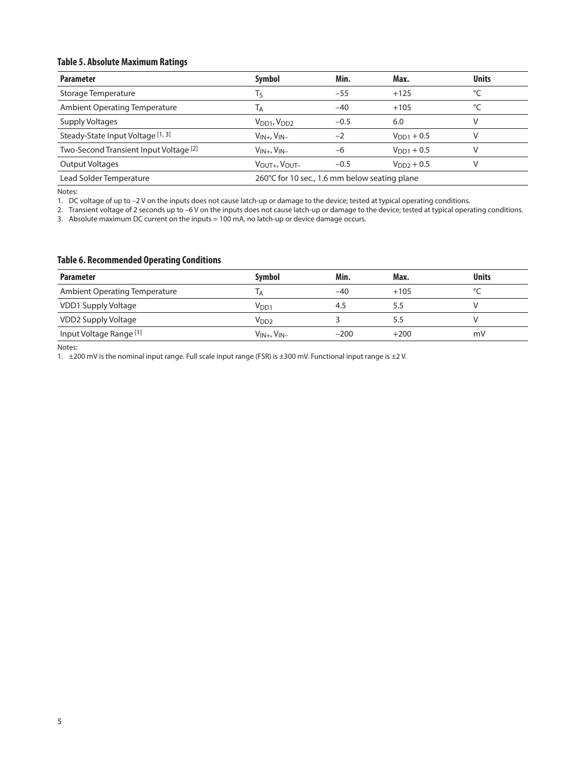**Table 5. Absolute Maximum Ratings**

| Parameter | Symbol | Min. | Max. | Units |
|---|---|---|---|---|
| Storage Temperature | $T_S$ | –55 | +125 | °C |
| Ambient Operating Temperature | $T_A$ | –40 | +105 | °C |
| Supply Voltages | $V_{DD1}$, $V_{DD2}$ | –0.5 | 6.0 | V |
| Steady-State Input Voltage [1, 3] | $V_{IN+}$, $V_{IN-}$ | –2 | $V_{DD1}$ + 0.5 | V |
| Two-Second Transient Input Voltage [2] | $V_{IN+}$, $V_{IN-}$ | –6 | $V_{DD1}$ + 0.5 | V |
| Output Voltages | $V_{OUT+}$, $V_{OUT-}$ | –0.5 | $V_{DD2}$ + 0.5 | V |
| Lead Solder Temperature | 260°C for 10 sec., 1.6 mm below seating plane | | | |

Notes:

1. DC voltage of up to –2 V on the inputs does not cause latch-up or damage to the device; tested at typical operating conditions.
2. Transient voltage of 2 seconds up to –6 V on the inputs does not cause latch-up or damage to the device; tested at typical operating conditions.
3. Absolute maximum DC current on the inputs = 100 mA, no latch-up or device damage occurs.

**Table 6. Recommended Operating Conditions**

| Parameter | Symbol | Min. | Max. | Units |
|---|---|---|---|---|
| Ambient Operating Temperature | $T_A$ | –40 | +105 | °C |
| VDD1 Supply Voltage | $V_{DD1}$ | 4.5 | 5.5 | V |
| VDD2 Supply Voltage | $V_{DD2}$ | 3 | 5.5 | V |
| Input Voltage Range [1] | $V_{IN+}$, $V_{IN-}$ | –200 | +200 | mV |

Notes:

1. ±200 mV is the nominal input range. Full scale input range (FSR) is ±300 mV. Functional input range is ±2 V.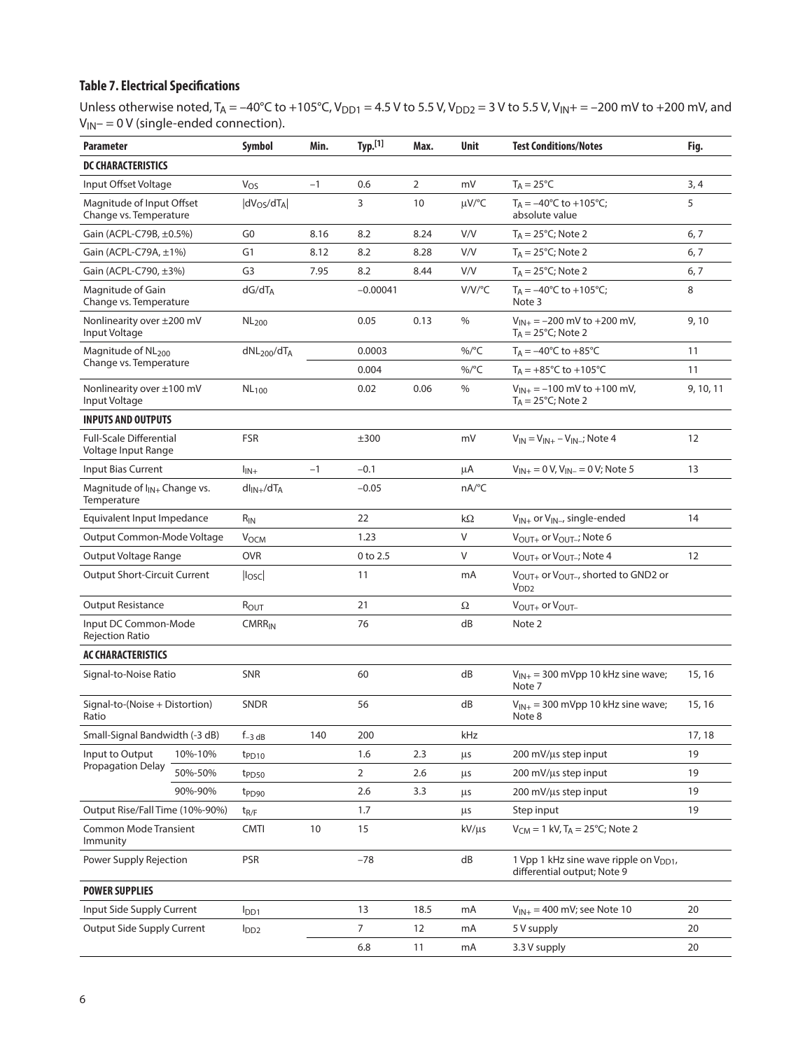### Table 7. Electrical Specifications

Unless otherwise noted, $T_A$ = –40°C to +105°C, $V_{DD1}$ = 4.5 V to 5.5 V, $V_{DD2}$ = 3 V to 5.5 V, $V_{IN}$+ = –200 mV to +200 mV, and $V_{IN}$– = 0 V (single-ended connection).

| Parameter | | Symbol | Min. | Typ.[1] | Max. | Unit | Test Conditions/Notes | Fig. |
|---|---|---|---|---|---|---|---|---|
| **DC CHARACTERISTICS** | | | | | | | | |
| Input Offset Voltage | | $V_{OS}$ | –1 | 0.6 | 2 | mV | $T_A$ = 25°C | 3, 4 |
| Magnitude of Input Offset Change vs. Temperature | | $\|dV_{OS}/dT_A\|$ | | 3 | 10 | μV/°C | $T_A$ = –40°C to +105°C; absolute value | 5 |
| Gain (ACPL-C79B, ±0.5%) | | G0 | 8.16 | 8.2 | 8.24 | V/V | $T_A$ = 25°C; Note 2 | 6, 7 |
| Gain (ACPL-C79A, ±1%) | | G1 | 8.12 | 8.2 | 8.28 | V/V | $T_A$ = 25°C; Note 2 | 6, 7 |
| Gain (ACPL-C790, ±3%) | | G3 | 7.95 | 8.2 | 8.44 | V/V | $T_A$ = 25°C; Note 2 | 6, 7 |
| Magnitude of Gain Change vs. Temperature | | $dG/dT_A$ | | –0.00041 | | V/V/°C | $T_A$ = –40°C to +105°C; Note 3 | 8 |
| Nonlinearity over ±200 mV Input Voltage | | $NL_{200}$ | | 0.05 | 0.13 | % | $V_{IN+}$ = –200 mV to +200 mV, $T_A$ = 25°C; Note 2 | 9, 10 |
| Magnitude of $NL_{200}$ Change vs. Temperature | | $dNL_{200}/dT_A$ | | 0.0003 | | %/°C | $T_A$ = –40°C to +85°C | 11 |
| | | | | 0.004 | | %/°C | $T_A$ = +85°C to +105°C | 11 |
| Nonlinearity over ±100 mV Input Voltage | | $NL_{100}$ | | 0.02 | 0.06 | % | $V_{IN+}$ = –100 mV to +100 mV, $T_A$ = 25°C; Note 2 | 9, 10, 11 |
| **INPUTS AND OUTPUTS** | | | | | | | | |
| Full-Scale Differential Voltage Input Range | | FSR | | ±300 | | mV | $V_{IN} = V_{IN+} – V_{IN–}$; Note 4 | 12 |
| Input Bias Current | | $I_{IN+}$ | –1 | –0.1 | | μA | $V_{IN+}$ = 0 V, $V_{IN–}$ = 0 V; Note 5 | 13 |
| Magnitude of $I_{IN+}$ Change vs. Temperature | | $dI_{IN+}/dT_A$ | | –0.05 | | nA/°C | | |
| Equivalent Input Impedance | | $R_{IN}$ | | 22 | | kΩ | $V_{IN+}$ or $V_{IN–}$, single-ended | 14 |
| Output Common-Mode Voltage | | $V_{OCM}$ | | 1.23 | | V | $V_{OUT+}$ or $V_{OUT–}$; Note 6 | |
| Output Voltage Range | | OVR | | 0 to 2.5 | | V | $V_{OUT+}$ or $V_{OUT–}$; Note 4 | 12 |
| Output Short-Circuit Current | | $\|I_{OSC}\|$ | | 11 | | mA | $V_{OUT+}$ or $V_{OUT–}$, shorted to GND2 or $V_{DD2}$ | |
| Output Resistance | | $R_{OUT}$ | | 21 | | Ω | $V_{OUT+}$ or $V_{OUT–}$ | |
| Input DC Common-Mode Rejection Ratio | | $CMRR_{IN}$ | | 76 | | dB | Note 2 | |
| **AC CHARACTERISTICS** | | | | | | | | |
| Signal-to-Noise Ratio | | SNR | | 60 | | dB | $V_{IN+}$ = 300 mVpp 10 kHz sine wave; Note 7 | 15, 16 |
| Signal-to-(Noise + Distortion) Ratio | | SNDR | | 56 | | dB | $V_{IN+}$ = 300 mVpp 10 kHz sine wave; Note 8 | 15, 16 |
| Small-Signal Bandwidth (-3 dB) | | $f_{–3 dB}$ | 140 | 200 | | kHz | | 17, 18 |
| Input to Output Propagation Delay | 10%-10% | $t_{PD10}$ | | 1.6 | 2.3 | μs | 200 mV/μs step input | 19 |
| | 50%-50% | $t_{PD50}$ | | 2 | 2.6 | μs | 200 mV/μs step input | 19 |
| | 90%-90% | $t_{PD90}$ | | 2.6 | 3.3 | μs | 200 mV/μs step input | 19 |
| Output Rise/Fall Time (10%-90%) | | $t_{R/F}$ | | 1.7 | | μs | Step input | 19 |
| Common Mode Transient Immunity | | CMTI | 10 | 15 | | kV/μs | $V_{CM}$ = 1 kV, $T_A$ = 25°C; Note 2 | |
| Power Supply Rejection | | PSR | | –78 | | dB | 1 Vpp 1 kHz sine wave ripple on $V_{DD1}$, differential output; Note 9 | |
| **POWER SUPPLIES** | | | | | | | | |
| Input Side Supply Current | | $I_{DD1}$ | | 13 | 18.5 | mA | $V_{IN+}$ = 400 mV; see Note 10 | 20 |
| Output Side Supply Current | | $I_{DD2}$ | | 7 | 12 | mA | 5 V supply | 20 |
| | | | | 6.8 | 11 | mA | 3.3 V supply | 20 |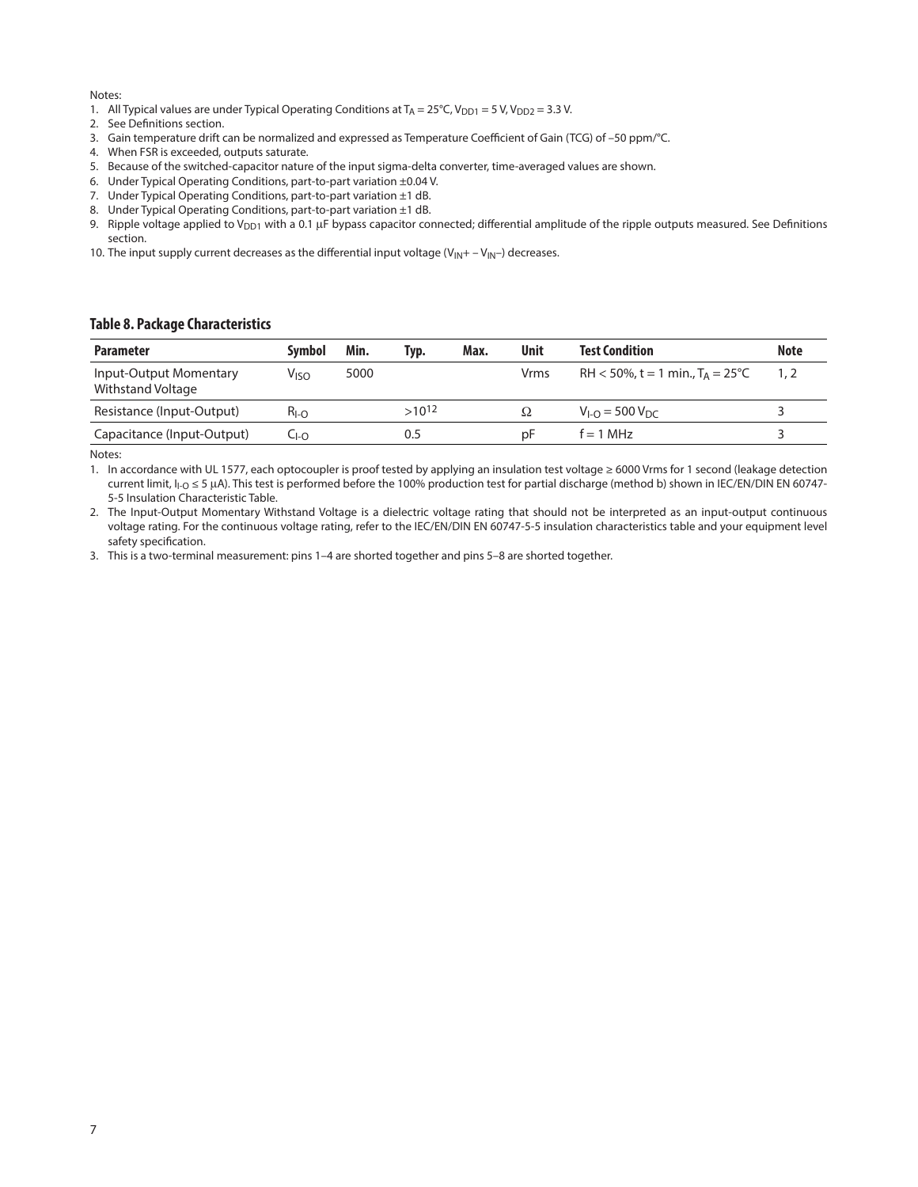Notes:

1. All Typical values are under Typical Operating Conditions at $T_A = 25°C$, $V_{DD1} = 5$ V, $V_{DD2} = 3.3$ V.
2. See Definitions section.
3. Gain temperature drift can be normalized and expressed as Temperature Coefficient of Gain (TCG) of –50 ppm/°C.
4. When FSR is exceeded, outputs saturate.
5. Because of the switched-capacitor nature of the input sigma-delta converter, time-averaged values are shown.
6. Under Typical Operating Conditions, part-to-part variation ±0.04 V.
7. Under Typical Operating Conditions, part-to-part variation ±1 dB.
8. Under Typical Operating Conditions, part-to-part variation ±1 dB.
9. Ripple voltage applied to $V_{DD1}$ with a 0.1 µF bypass capacitor connected; differential amplitude of the ripple outputs measured. See Definitions section.
10. The input supply current decreases as the differential input voltage ($V_{IN}+ - V_{IN}-$) decreases.

### Table 8. Package Characteristics

| Parameter | Symbol | Min. | Typ. | Max. | Unit | Test Condition | Note |
|---|---|---|---|---|---|---|---|
| Input-Output Momentary Withstand Voltage | $V_{ISO}$ | 5000 | | | Vrms | RH < 50%, t = 1 min., $T_A = 25°C$ | 1, 2 |
| Resistance (Input-Output) | $R_{I-O}$ | | $>10^{12}$ | | Ω | $V_{I-O} = 500\ V_{DC}$ | 3 |
| Capacitance (Input-Output) | $C_{I-O}$ | | 0.5 | | pF | f = 1 MHz | 3 |

Notes:

1. In accordance with UL 1577, each optocoupler is proof tested by applying an insulation test voltage ≥ 6000 Vrms for 1 second (leakage detection current limit, $I_{I-O} \leq 5$ µA). This test is performed before the 100% production test for partial discharge (method b) shown in IEC/EN/DIN EN 60747-5-5 Insulation Characteristic Table.
2. The Input-Output Momentary Withstand Voltage is a dielectric voltage rating that should not be interpreted as an input-output continuous voltage rating. For the continuous voltage rating, refer to the IEC/EN/DIN EN 60747-5-5 insulation characteristics table and your equipment level safety specification.
3. This is a two-terminal measurement: pins 1–4 are shorted together and pins 5–8 are shorted together.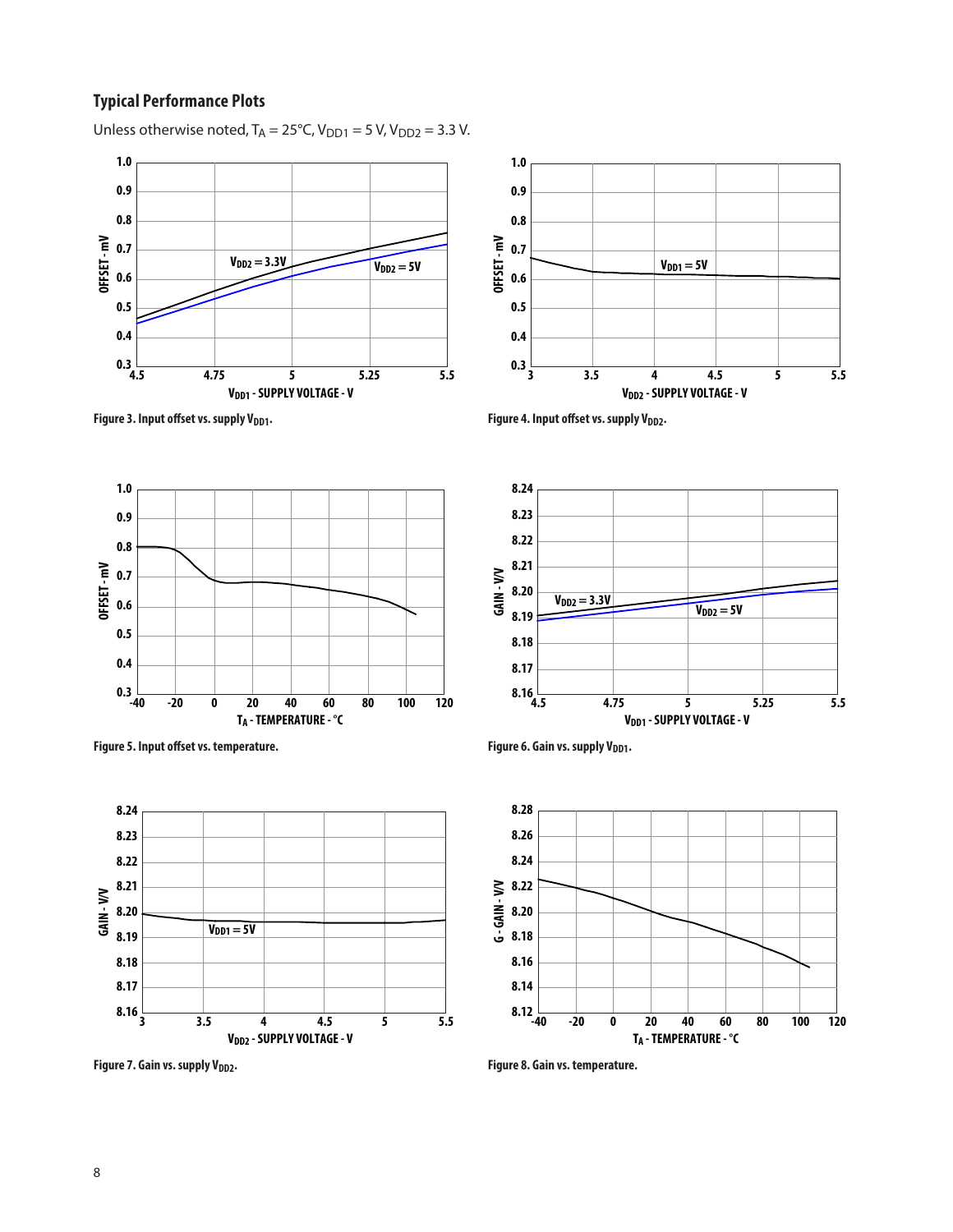## Typical Performance Plots

Unless otherwise noted, $T_A = 25°C$, $V_{DD1} = 5\ V$, $V_{DD2} = 3.3\ V$.

Figure 3. Input offset vs. supply $V_{DD1}$.

Figure 4. Input offset vs. supply $V_{DD2}$.

Figure 5. Input offset vs. temperature.

Figure 6. Gain vs. supply $V_{DD1}$.

Figure 7. Gain vs. supply $V_{DD2}$.

Figure 8. Gain vs. temperature.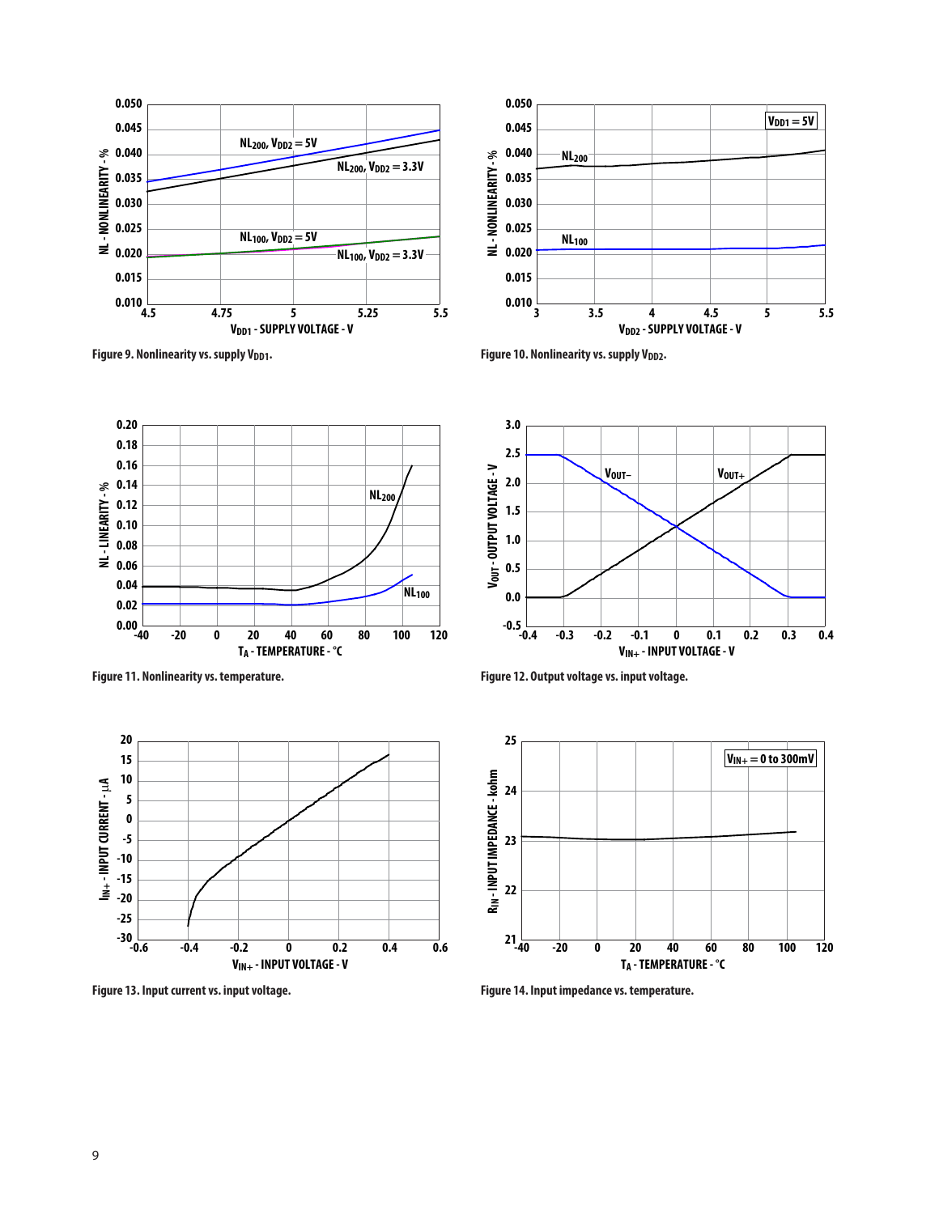Figure 9. Nonlinearity vs. supply $V_{DD1}$.

Figure 10. Nonlinearity vs. supply $V_{DD2}$.

Figure 11. Nonlinearity vs. temperature.

Figure 12. Output voltage vs. input voltage.

Figure 13. Input current vs. input voltage.

Figure 14. Input impedance vs. temperature.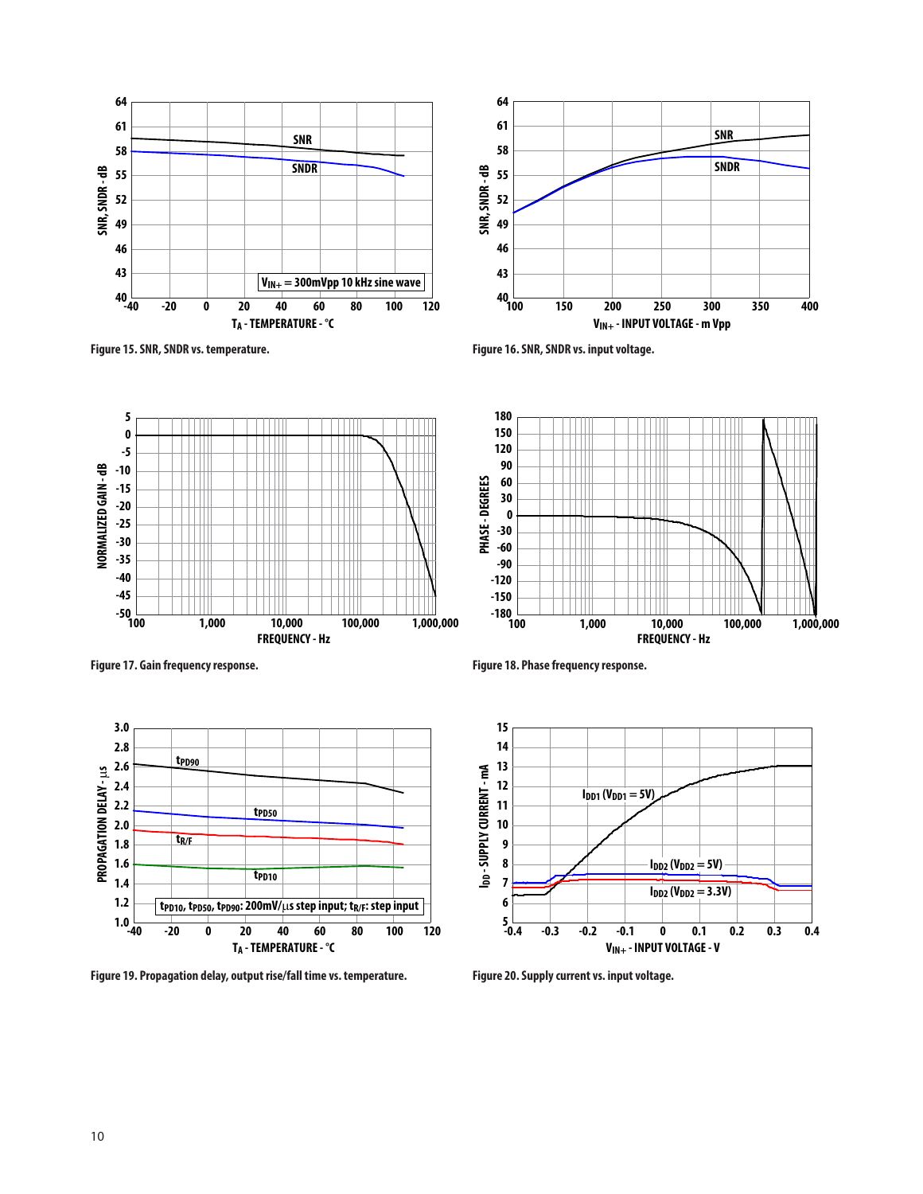Figure 15. SNR, SNDR vs. temperature.

Figure 16. SNR, SNDR vs. input voltage.

Figure 17. Gain frequency response.

Figure 18. Phase frequency response.

Figure 19. Propagation delay, output rise/fall time vs. temperature.

Figure 20. Supply current vs. input voltage.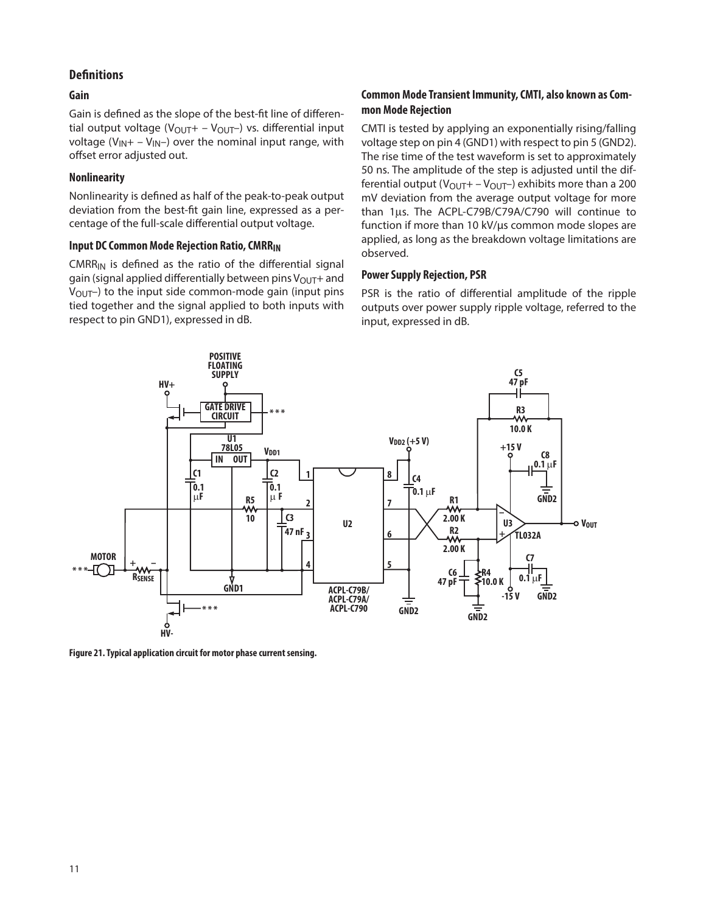## Definitions

### Gain

Gain is defined as the slope of the best-fit line of differential output voltage ($V_{OUT}+ - V_{OUT}-$) vs. differential input voltage ($V_{IN}+ - V_{IN}-$) over the nominal input range, with offset error adjusted out.

### Nonlinearity

Nonlinearity is defined as half of the peak-to-peak output deviation from the best-fit gain line, expressed as a percentage of the full-scale differential output voltage.

### Input DC Common Mode Rejection Ratio, $CMRR_{IN}$

$CMRR_{IN}$ is defined as the ratio of the differential signal gain (signal applied differentially between pins $V_{OUT}+$ and $V_{OUT}-$) to the input side common-mode gain (input pins tied together and the signal applied to both inputs with respect to pin GND1), expressed in dB.

### Common Mode Transient Immunity, CMTI, also known as Common Mode Rejection

CMTI is tested by applying an exponentially rising/falling voltage step on pin 4 (GND1) with respect to pin 5 (GND2). The rise time of the test waveform is set to approximately 50 ns. The amplitude of the step is adjusted until the differential output ($V_{OUT}+ - V_{OUT}-$) exhibits more than a 200 mV deviation from the average output voltage for more than 1µs. The ACPL-C79B/C79A/C790 will continue to function if more than 10 kV/µs common mode slopes are applied, as long as the breakdown voltage limitations are observed.

### Power Supply Rejection, PSR

PSR is the ratio of differential amplitude of the ripple outputs over power supply ripple voltage, referred to the input, expressed in dB.

**Figure 21. Typical application circuit for motor phase current sensing.**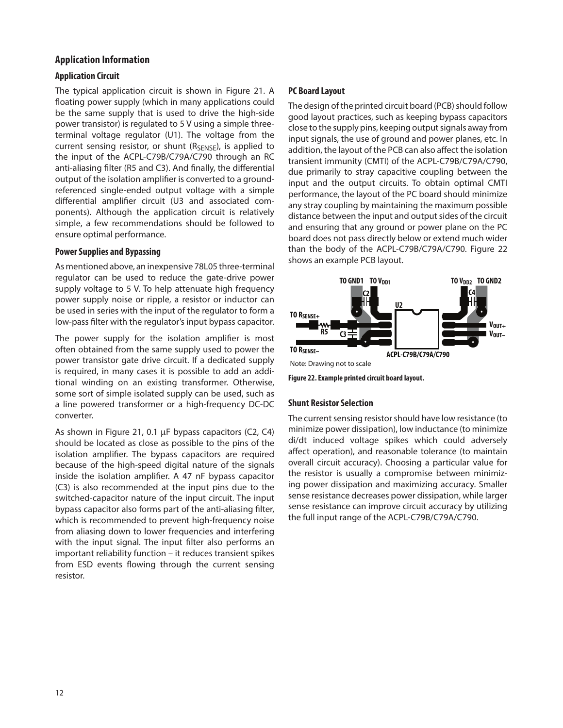## Application Information

### Application Circuit

The typical application circuit is shown in Figure 21. A floating power supply (which in many applications could be the same supply that is used to drive the high-side power transistor) is regulated to 5 V using a simple three-terminal voltage regulator (U1). The voltage from the current sensing resistor, or shunt ($R_{SENSE}$), is applied to the input of the ACPL-C79B/C79A/C790 through an RC anti-aliasing filter (R5 and C3). And finally, the differential output of the isolation amplifier is converted to a ground-referenced single-ended output voltage with a simple differential amplifier circuit (U3 and associated components). Although the application circuit is relatively simple, a few recommendations should be followed to ensure optimal performance.

### Power Supplies and Bypassing

As mentioned above, an inexpensive 78L05 three-terminal regulator can be used to reduce the gate-drive power supply voltage to 5 V. To help attenuate high frequency power supply noise or ripple, a resistor or inductor can be used in series with the input of the regulator to form a low-pass filter with the regulator's input bypass capacitor.

The power supply for the isolation amplifier is most often obtained from the same supply used to power the power transistor gate drive circuit. If a dedicated supply is required, in many cases it is possible to add an additional winding on an existing transformer. Otherwise, some sort of simple isolated supply can be used, such as a line powered transformer or a high-frequency DC-DC converter.

As shown in Figure 21, 0.1 µF bypass capacitors (C2, C4) should be located as close as possible to the pins of the isolation amplifier. The bypass capacitors are required because of the high-speed digital nature of the signals inside the isolation amplifier. A 47 nF bypass capacitor (C3) is also recommended at the input pins due to the switched-capacitor nature of the input circuit. The input bypass capacitor also forms part of the anti-aliasing filter, which is recommended to prevent high-frequency noise from aliasing down to lower frequencies and interfering with the input signal. The input filter also performs an important reliability function – it reduces transient spikes from ESD events flowing through the current sensing resistor.

### PC Board Layout

The design of the printed circuit board (PCB) should follow good layout practices, such as keeping bypass capacitors close to the supply pins, keeping output signals away from input signals, the use of ground and power planes, etc. In addition, the layout of the PCB can also affect the isolation transient immunity (CMTI) of the ACPL-C79B/C79A/C790, due primarily to stray capacitive coupling between the input and the output circuits. To obtain optimal CMTI performance, the layout of the PC board should minimize any stray coupling by maintaining the maximum possible distance between the input and output sides of the circuit and ensuring that any ground or power plane on the PC board does not pass directly below or extend much wider than the body of the ACPL-C79B/C79A/C790. Figure 22 shows an example PCB layout.

TO GND1 TO $V_{DD1}$ TO $V_{DD2}$ TO GND2 C2 C4 U2 TO $R_{SENSE+}$ R5 C3 $V_{OUT+}$ $V_{OUT-}$ TO $R_{SENSE-}$ ACPL-C79B/C79A/C790

Note: Drawing not to scale

**Figure 22. Example printed circuit board layout.**

### Shunt Resistor Selection

The current sensing resistor should have low resistance (to minimize power dissipation), low inductance (to minimize di/dt induced voltage spikes which could adversely affect operation), and reasonable tolerance (to maintain overall circuit accuracy). Choosing a particular value for the resistor is usually a compromise between minimizing power dissipation and maximizing accuracy. Smaller sense resistance decreases power dissipation, while larger sense resistance can improve circuit accuracy by utilizing the full input range of the ACPL-C79B/C79A/C790.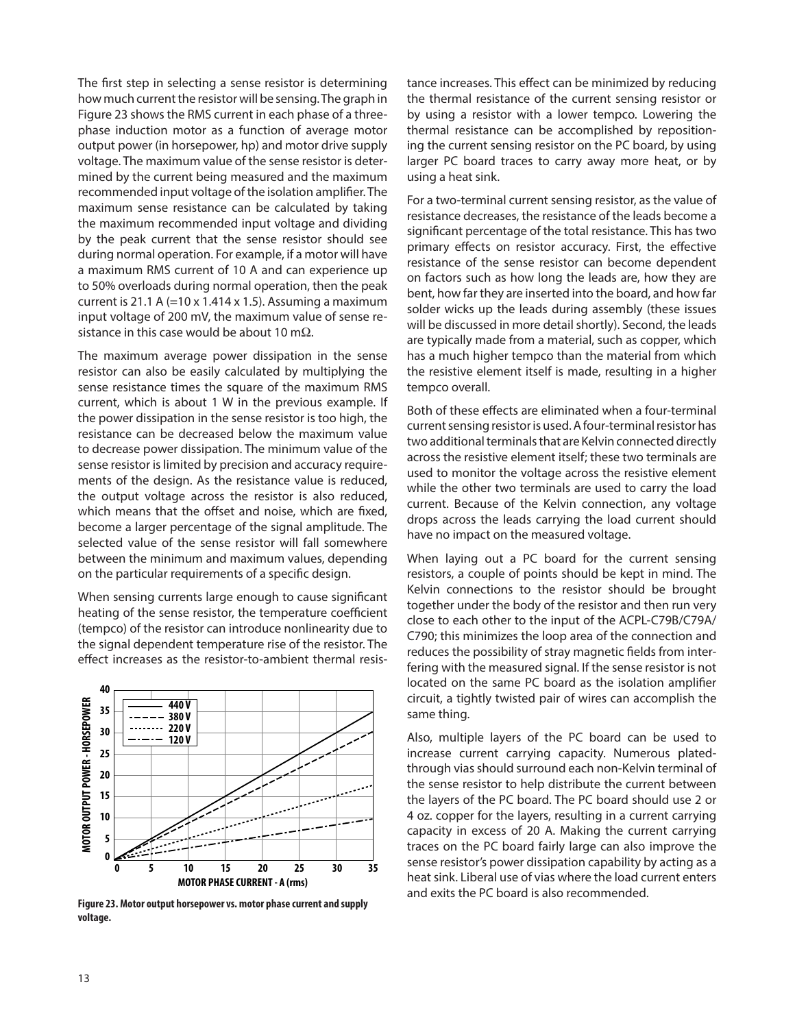The first step in selecting a sense resistor is determining how much current the resistor will be sensing. The graph in Figure 23 shows the RMS current in each phase of a three-phase induction motor as a function of average motor output power (in horsepower, hp) and motor drive supply voltage. The maximum value of the sense resistor is determined by the current being measured and the maximum recommended input voltage of the isolation amplifier. The maximum sense resistance can be calculated by taking the maximum recommended input voltage and dividing by the peak current that the sense resistor should see during normal operation. For example, if a motor will have a maximum RMS current of 10 A and can experience up to 50% overloads during normal operation, then the peak current is 21.1 A (=10 x 1.414 x 1.5). Assuming a maximum input voltage of 200 mV, the maximum value of sense resistance in this case would be about 10 mΩ.

The maximum average power dissipation in the sense resistor can also be easily calculated by multiplying the sense resistance times the square of the maximum RMS current, which is about 1 W in the previous example. If the power dissipation in the sense resistor is too high, the resistance can be decreased below the maximum value to decrease power dissipation. The minimum value of the sense resistor is limited by precision and accuracy requirements of the design. As the resistance value is reduced, the output voltage across the resistor is also reduced, which means that the offset and noise, which are fixed, become a larger percentage of the signal amplitude. The selected value of the sense resistor will fall somewhere between the minimum and maximum values, depending on the particular requirements of a specific design.

When sensing currents large enough to cause significant heating of the sense resistor, the temperature coefficient (tempco) of the resistor can introduce nonlinearity due to the signal dependent temperature rise of the resistor. The effect increases as the resistor-to-ambient thermal resistance increases. This effect can be minimized by reducing the thermal resistance of the current sensing resistor or by using a resistor with a lower tempco. Lowering the thermal resistance can be accomplished by repositioning the current sensing resistor on the PC board, by using larger PC board traces to carry away more heat, or by using a heat sink.

**Figure 23. Motor output horsepower vs. motor phase current and supply voltage.**

For a two-terminal current sensing resistor, as the value of resistance decreases, the resistance of the leads become a significant percentage of the total resistance. This has two primary effects on resistor accuracy. First, the effective resistance of the sense resistor can become dependent on factors such as how long the leads are, how they are bent, how far they are inserted into the board, and how far solder wicks up the leads during assembly (these issues will be discussed in more detail shortly). Second, the leads are typically made from a material, such as copper, which has a much higher tempco than the material from which the resistive element itself is made, resulting in a higher tempco overall.

Both of these effects are eliminated when a four-terminal current sensing resistor is used. A four-terminal resistor has two additional terminals that are Kelvin connected directly across the resistive element itself; these two terminals are used to monitor the voltage across the resistive element while the other two terminals are used to carry the load current. Because of the Kelvin connection, any voltage drops across the leads carrying the load current should have no impact on the measured voltage.

When laying out a PC board for the current sensing resistors, a couple of points should be kept in mind. The Kelvin connections to the resistor should be brought together under the body of the resistor and then run very close to each other to the input of the ACPL-C79B/C79A/C790; this minimizes the loop area of the connection and reduces the possibility of stray magnetic fields from interfering with the measured signal. If the sense resistor is not located on the same PC board as the isolation amplifier circuit, a tightly twisted pair of wires can accomplish the same thing.

Also, multiple layers of the PC board can be used to increase current carrying capacity. Numerous plated-through vias should surround each non-Kelvin terminal of the sense resistor to help distribute the current between the layers of the PC board. The PC board should use 2 or 4 oz. copper for the layers, resulting in a current carrying capacity in excess of 20 A. Making the current carrying traces on the PC board fairly large can also improve the sense resistor's power dissipation capability by acting as a heat sink. Liberal use of vias where the load current enters and exits the PC board is also recommended.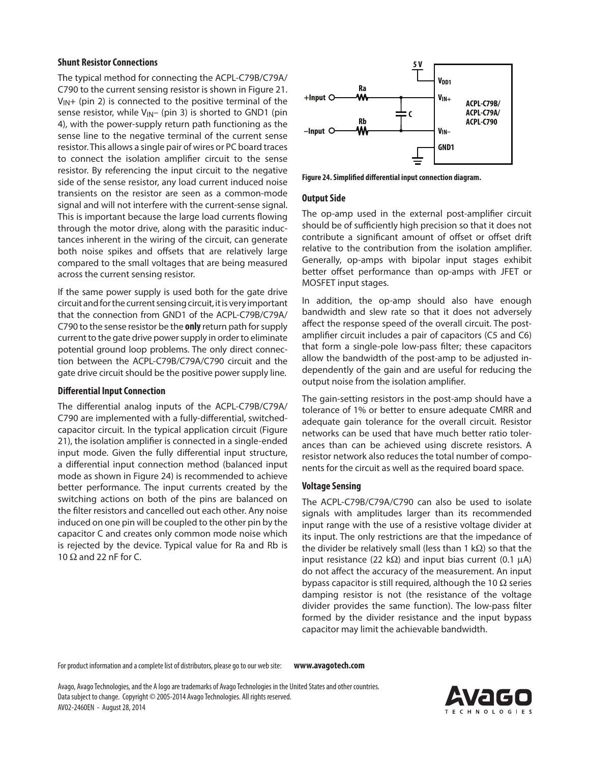### Shunt Resistor Connections

The typical method for connecting the ACPL-C79B/C79A/C790 to the current sensing resistor is shown in Figure 21. $V_{IN+}$ (pin 2) is connected to the positive terminal of the sense resistor, while $V_{IN-}$ (pin 3) is shorted to GND1 (pin 4), with the power-supply return path functioning as the sense line to the negative terminal of the current sense resistor. This allows a single pair of wires or PC board traces to connect the isolation amplifier circuit to the sense resistor. By referencing the input circuit to the negative side of the sense resistor, any load current induced noise transients on the resistor are seen as a common-mode signal and will not interfere with the current-sense signal. This is important because the large load currents flowing through the motor drive, along with the parasitic inductances inherent in the wiring of the circuit, can generate both noise spikes and offsets that are relatively large compared to the small voltages that are being measured across the current sensing resistor.

If the same power supply is used both for the gate drive circuit and for the current sensing circuit, it is very important that the connection from GND1 of the ACPL-C79B/C79A/C790 to the sense resistor be the **only** return path for supply current to the gate drive power supply in order to eliminate potential ground loop problems. The only direct connection between the ACPL-C79B/C79A/C790 circuit and the gate drive circuit should be the positive power supply line.

### Differential Input Connection

The differential analog inputs of the ACPL-C79B/C79A/C790 are implemented with a fully-differential, switched-capacitor circuit. In the typical application circuit (Figure 21), the isolation amplifier is connected in a single-ended input mode. Given the fully differential input structure, a differential input connection method (balanced input mode as shown in Figure 24) is recommended to achieve better performance. The input currents created by the switching actions on both of the pins are balanced on the filter resistors and cancelled out each other. Any noise induced on one pin will be coupled to the other pin by the capacitor C and creates only common mode noise which is rejected by the device. Typical value for Ra and Rb is 10 Ω and 22 nF for C.

5 V

$V_{DD1}$

+Input

Ra

$V_{IN+}$

C

ACPL-C79B/
ACPL-C79A/
ACPL-C790

–Input

Rb

$V_{IN-}$

GND1

**Figure 24. Simplified differential input connection diagram.**

### Output Side

The op-amp used in the external post-amplifier circuit should be of sufficiently high precision so that it does not contribute a significant amount of offset or offset drift relative to the contribution from the isolation amplifier. Generally, op-amps with bipolar input stages exhibit better offset performance than op-amps with JFET or MOSFET input stages.

In addition, the op-amp should also have enough bandwidth and slew rate so that it does not adversely affect the response speed of the overall circuit. The post-amplifier circuit includes a pair of capacitors (C5 and C6) that form a single-pole low-pass filter; these capacitors allow the bandwidth of the post-amp to be adjusted independently of the gain and are useful for reducing the output noise from the isolation amplifier.

The gain-setting resistors in the post-amp should have a tolerance of 1% or better to ensure adequate CMRR and adequate gain tolerance for the overall circuit. Resistor networks can be used that have much better ratio tolerances than can be achieved using discrete resistors. A resistor network also reduces the total number of components for the circuit as well as the required board space.

### Voltage Sensing

The ACPL-C79B/C79A/C790 can also be used to isolate signals with amplitudes larger than its recommended input range with the use of a resistive voltage divider at its input. The only restrictions are that the impedance of the divider be relatively small (less than 1 kΩ) so that the input resistance (22 kΩ) and input bias current (0.1 μA) do not affect the accuracy of the measurement. An input bypass capacitor is still required, although the 10 Ω series damping resistor is not (the resistance of the voltage divider provides the same function). The low-pass filter formed by the divider resistance and the input bypass capacitor may limit the achievable bandwidth.

For product information and a complete list of distributors, please go to our web site: **www.avagotech.com**

Avago, Avago Technologies, and the A logo are trademarks of Avago Technologies in the United States and other countries.
Data subject to change. Copyright © 2005-2014 Avago Technologies. All rights reserved.
AV02-2460EN - August 28, 2014